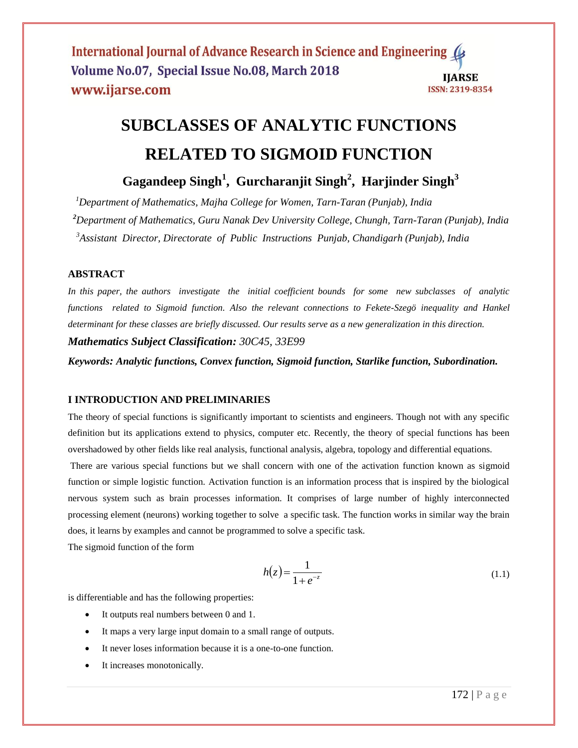# SUBCLASSES OF ANALYTIC FUNCTIONS RELATED TO SIGMOID FUNCTION

**Gagandeep Singh[1], Gurcharanjit Singh[2], Harjinder Singh[3]**

[1]*Department of Mathematics, Majha College for Women, Tarn-Taran (Punjab), India*

[2]*Department of Mathematics, Guru Nanak Dev University College, Chungh, Tarn-Taran (Punjab), India*

[3]*Assistant Director, Directorate of Public Instructions Punjab, Chandigarh (Punjab), India*

## ABSTRACT

*In this paper, the authors investigate the initial coefficient bounds for some new subclasses of analytic functions related to Sigmoid function. Also the relevant connections to Fekete-Szegö inequality and Hankel determinant for these classes are briefly discussed. Our results serve as a new generalization in this direction.*

***Mathematics Subject Classification:*** *30C45, 33E99*

***Keywords: Analytic functions, Convex function, Sigmoid function, Starlike function, Subordination.***

## I INTRODUCTION AND PRELIMINARIES

The theory of special functions is significantly important to scientists and engineers. Though not with any specific definition but its applications extend to physics, computer etc. Recently, the theory of special functions has been overshadowed by other fields like real analysis, functional analysis, algebra, topology and differential equations.

There are various special functions but we shall concern with one of the activation function known as sigmoid function or simple logistic function. Activation function is an information process that is inspired by the biological nervous system such as brain processes information. It comprises of large number of highly interconnected processing element (neurons) working together to solve a specific task. The function works in similar way the brain does, it learns by examples and cannot be programmed to solve a specific task.

The sigmoid function of the form

$$h(z) = \frac{1}{1+e^{-z}} \tag{1.1}$$

is differentiable and has the following properties:

- It outputs real numbers between 0 and 1.
- It maps a very large input domain to a small range of outputs.
- It never loses information because it is a one-to-one function.
- It increases monotonically.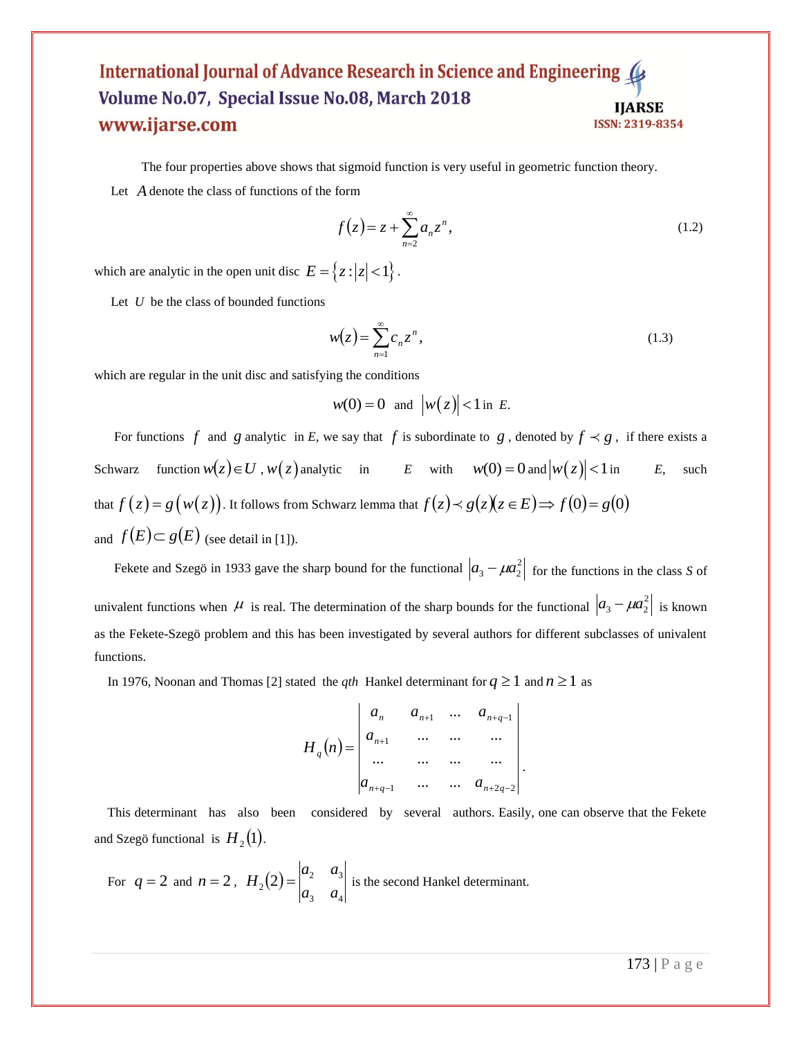The four properties above shows that sigmoid function is very useful in geometric function theory.

Let $A$ denote the class of functions of the form

$$f(z) = z + \sum_{n=2}^{\infty} a_n z^n, \tag{1.2}$$

which are analytic in the open unit disc $E = \{z : |z| < 1\}$.

Let $U$ be the class of bounded functions

$$w(z) = \sum_{n=1}^{\infty} c_n z^n, \tag{1.3}$$

which are regular in the unit disc and satisfying the conditions

$$w(0) = 0 \text{ and } |w(z)| < 1 \text{ in } E.$$

For functions $f$ and $g$ analytic in $E$, we say that $f$ is subordinate to $g$, denoted by $f \prec g$, if there exists a Schwarz function $w(z) \in U$, $w(z)$ analytic in $E$ with $w(0) = 0$ and $|w(z)| < 1$ in $E$, such that $f(z) = g(w(z))$. It follows from Schwarz lemma that $f(z) \prec g(z)(z \in E) \Rightarrow f(0) = g(0)$ and $f(E) \subset g(E)$ (see detail in [1]).

Fekete and Szegö in 1933 gave the sharp bound for the functional $|a_3 - \mu a_2^2|$ for the functions in the class $S$ of univalent functions when $\mu$ is real. The determination of the sharp bounds for the functional $|a_3 - \mu a_2^2|$ is known as the Fekete-Szegö problem and this has been investigated by several authors for different subclasses of univalent functions.

In 1976, Noonan and Thomas [2] stated the *qth* Hankel determinant for $q \geq 1$ and $n \geq 1$ as

$$H_q(n) = \begin{vmatrix} a_n & a_{n+1} & \cdots & a_{n+q-1} \\ a_{n+1} & \cdots & \cdots & \cdots \\ \cdots & \cdots & \cdots & \cdots \\ a_{n+q-1} & \cdots & \cdots & a_{n+2q-2} \end{vmatrix}.$$

This determinant has also been considered by several authors. Easily, one can observe that the Fekete and Szegö functional is $H_2(1)$.

For $q = 2$ and $n = 2$, $H_2(2) = \begin{vmatrix} a_2 & a_3 \\ a_3 & a_4 \end{vmatrix}$ is the second Hankel determinant.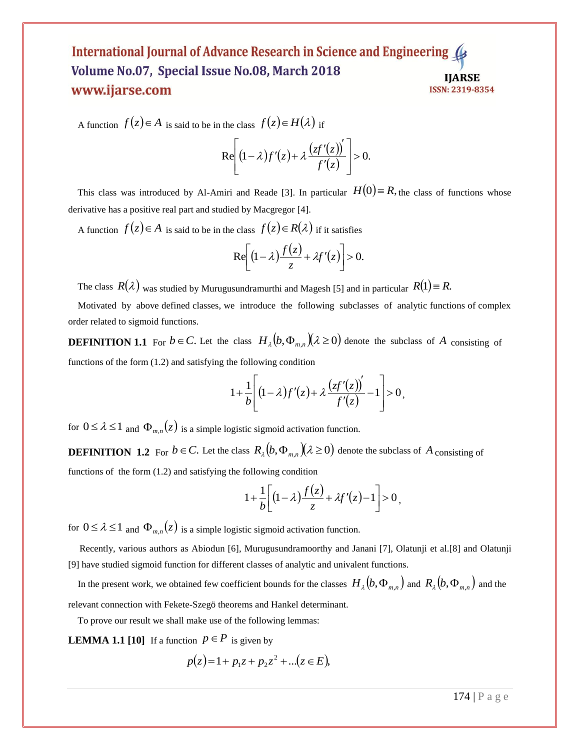A function $f(z) \in A$ is said to be in the class $f(z) \in H(\lambda)$ if

$$\operatorname{Re}\left[(1-\lambda)f'(z) + \lambda \frac{(zf'(z))'}{f'(z)}\right] > 0.$$

This class was introduced by Al-Amiri and Reade [3]. In particular $H(0) \equiv R,$ the class of functions whose derivative has a positive real part and studied by Macgregor [4].

A function $f(z) \in A$ is said to be in the class $f(z) \in R(\lambda)$ if it satisfies

$$\operatorname{Re}\left[(1-\lambda)\frac{f(z)}{z} + \lambda f'(z)\right] > 0.$$

The class $R(\lambda)$ was studied by Murugusundramurthi and Magesh [5] and in particular $R(1) \equiv R.$

Motivated by above defined classes, we introduce the following subclasses of analytic functions of complex order related to sigmoid functions.

**DEFINITION 1.1** For $b \in C.$ Let the class $H_\lambda(b, \Phi_{m,n})(\lambda \geq 0)$ denote the subclass of $A$ consisting of functions of the form (1.2) and satisfying the following condition

$$1 + \frac{1}{b}\left[(1-\lambda)f'(z) + \lambda \frac{(zf'(z))'}{f'(z)} - 1\right] > 0,$$

for $0 \leq \lambda \leq 1$ and $\Phi_{m,n}(z)$ is a simple logistic sigmoid activation function.

**DEFINITION 1.2** For $b \in C.$ Let the class $R_\lambda(b, \Phi_{m,n})(\lambda \geq 0)$ denote the subclass of $A$ consisting of functions of the form (1.2) and satisfying the following condition

$$1 + \frac{1}{b}\left[(1-\lambda)\frac{f(z)}{z} + \lambda f'(z) - 1\right] > 0,$$

for $0 \leq \lambda \leq 1$ and $\Phi_{m,n}(z)$ is a simple logistic sigmoid activation function.

Recently, various authors as Abiodun [6], Murugusundramoorthy and Janani [7], Olatunji et al.[8] and Olatunji [9] have studied sigmoid function for different classes of analytic and univalent functions.

In the present work, we obtained few coefficient bounds for the classes $H_\lambda(b, \Phi_{m,n})$ and $R_\lambda(b, \Phi_{m,n})$ and the relevant connection with Fekete-Szegö theorems and Hankel determinant.

To prove our result we shall make use of the following lemmas:

**LEMMA 1.1 [10]** If a function $p \in P$ is given by

$$p(z) = 1 + p_1 z + p_2 z^2 + \ldots (z \in E),$$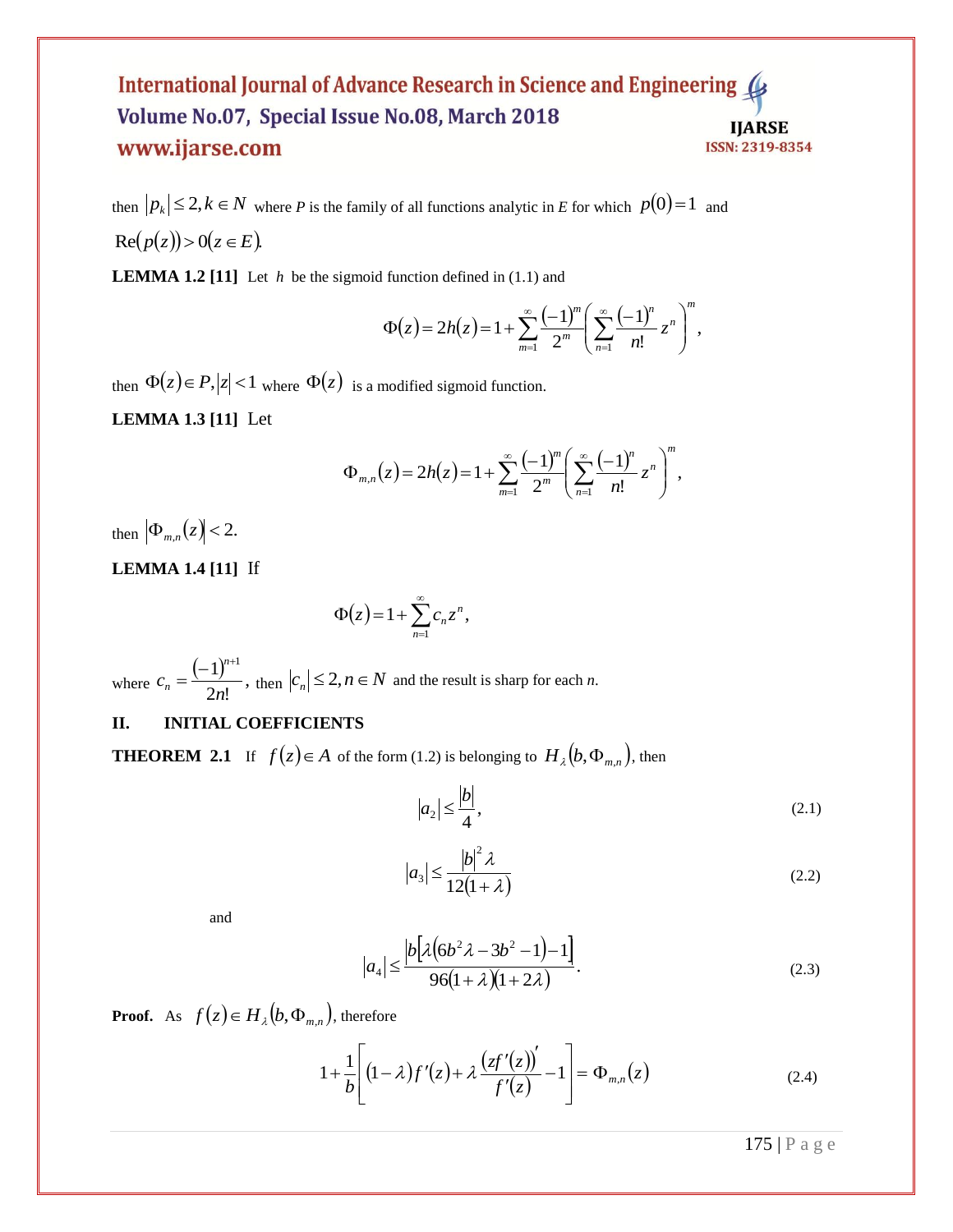then $|p_k| \leq 2, k \in N$ where *P* is the family of all functions analytic in *E* for which $p(0) = 1$ and $\text{Re}(p(z)) > 0 (z \in E)$.

**LEMMA 1.2 [11]** Let $h$ be the sigmoid function defined in (1.1) and

$$\Phi(z) = 2h(z) = 1 + \sum_{m=1}^{\infty} \frac{(-1)^m}{2^m} \left( \sum_{n=1}^{\infty} \frac{(-1)^n}{n!} z^n \right)^m,$$

then $\Phi(z) \in P, |z| < 1$ where $\Phi(z)$ is a modified sigmoid function.

**LEMMA 1.3 [11]** Let

$$\Phi_{m,n}(z) = 2h(z) = 1 + \sum_{m=1}^{\infty} \frac{(-1)^m}{2^m} \left( \sum_{n=1}^{\infty} \frac{(-1)^n}{n!} z^n \right)^m,$$

then $|\Phi_{m,n}(z)| < 2.$

**LEMMA 1.4 [11]** If

$$\Phi(z) = 1 + \sum_{n=1}^{\infty} c_n z^n,$$

where $c_n = \dfrac{(-1)^{n+1}}{2n!}$, then $|c_n| \leq 2, n \in N$ and the result is sharp for each *n*.

## II. INITIAL COEFFICIENTS

**THEOREM 2.1** If $f(z) \in A$ of the form (1.2) is belonging to $H_\lambda(b, \Phi_{m,n})$, then

$$|a_2| \leq \frac{|b|}{4}, \tag{2.1}$$

$$|a_3| \leq \frac{|b|^2 \lambda}{12(1+\lambda)} \tag{2.2}$$

and

$$|a_4| \leq \frac{|b[\lambda(6b^2\lambda - 3b^2 - 1) - 1]|}{96(1+\lambda)(1+2\lambda)}. \tag{2.3}$$

**Proof.** As $f(z) \in H_\lambda(b, \Phi_{m,n})$, therefore

$$1 + \frac{1}{b}\left[(1-\lambda)f'(z) + \lambda \frac{(zf'(z))'}{f'(z)} - 1\right] = \Phi_{m,n}(z) \tag{2.4}$$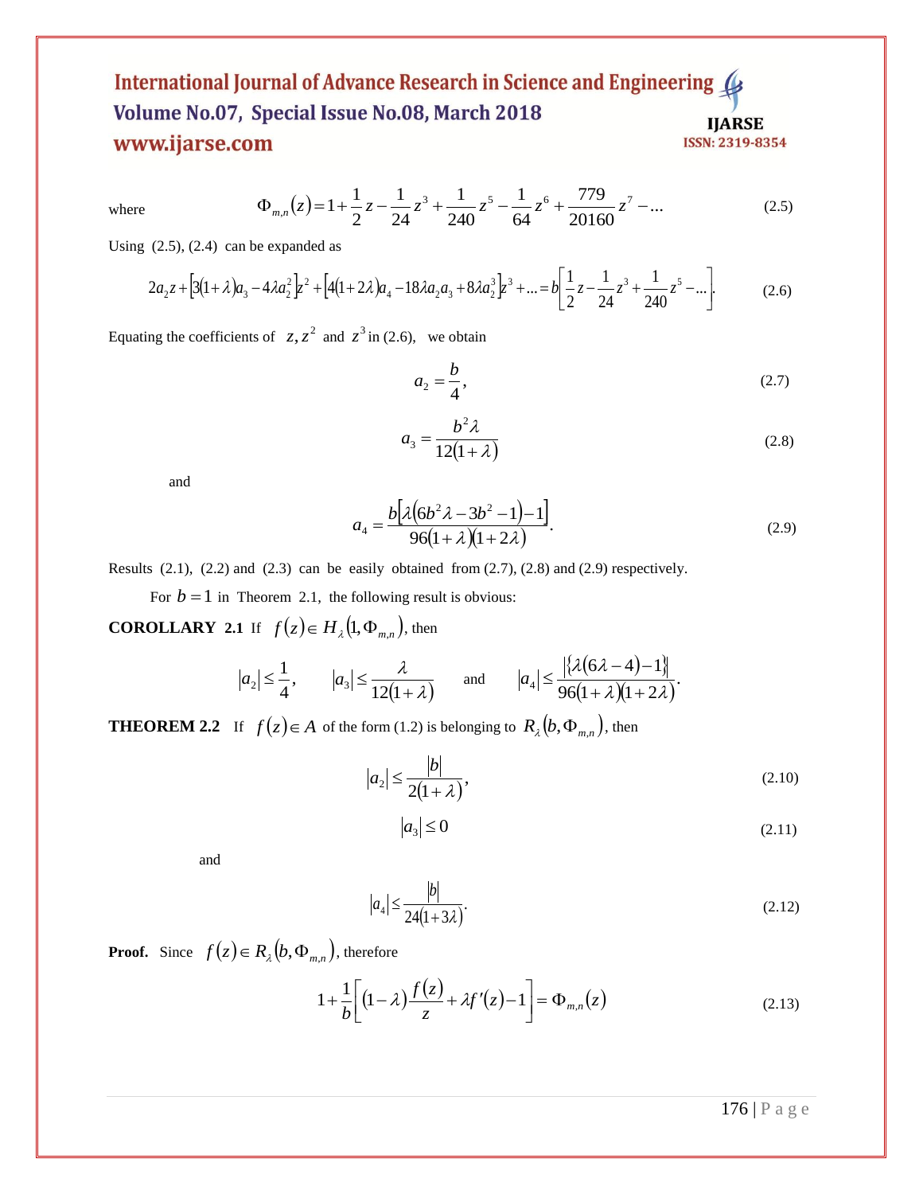where
$$\Phi_{m,n}(z)=1+\frac{1}{2}z-\frac{1}{24}z^3+\frac{1}{240}z^5-\frac{1}{64}z^6+\frac{779}{20160}z^7-... \tag{2.5}$$

Using (2.5), (2.4) can be expanded as

$$2a_2z+\left[3(1+\lambda)a_3-4\lambda a_2^2\right]z^2+\left[4(1+2\lambda)a_4-18\lambda a_2a_3+8\lambda a_2^3\right]z^3+...=b\left[\frac{1}{2}z-\frac{1}{24}z^3+\frac{1}{240}z^5-...\right]. \tag{2.6}$$

Equating the coefficients of $z, z^2$ and $z^3$ in (2.6), we obtain

$$a_2=\frac{b}{4}, \tag{2.7}$$

$$a_3=\frac{b^2\lambda}{12(1+\lambda)} \tag{2.8}$$

and

$$a_4=\frac{b\left[\lambda\left(6b^2\lambda-3b^2-1\right)-1\right]}{96(1+\lambda)(1+2\lambda)}. \tag{2.9}$$

Results (2.1), (2.2) and (2.3) can be easily obtained from (2.7), (2.8) and (2.9) respectively.

For $b=1$ in Theorem 2.1, the following result is obvious:

**COROLLARY 2.1** If $f(z)\in H_\lambda(1,\Phi_{m,n})$, then

$$|a_2|\le\frac{1}{4},\qquad |a_3|\le\frac{\lambda}{12(1+\lambda)}\qquad \text{and}\qquad |a_4|\le\frac{|\{\lambda(6\lambda-4)-1\}|}{96(1+\lambda)(1+2\lambda)}.$$

**THEOREM 2.2** If $f(z)\in A$ of the form (1.2) is belonging to $R_\lambda(b,\Phi_{m,n})$, then

$$|a_2|\le\frac{|b|}{2(1+\lambda)}, \tag{2.10}$$

$$|a_3|\le 0 \tag{2.11}$$

and

$$|a_4|\le\frac{|b|}{24(1+3\lambda)}. \tag{2.12}$$

**Proof.** Since $f(z)\in R_\lambda(b,\Phi_{m,n})$, therefore

$$1+\frac{1}{b}\left[(1-\lambda)\frac{f(z)}{z}+\lambda f'(z)-1\right]=\Phi_{m,n}(z) \tag{2.13}$$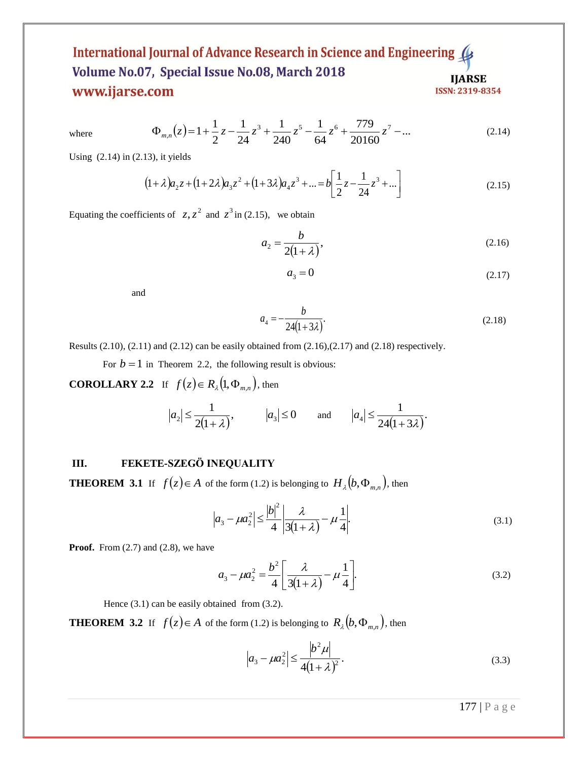where
$$\Phi_{m,n}(z) = 1 + \frac{1}{2}z - \frac{1}{24}z^3 + \frac{1}{240}z^5 - \frac{1}{64}z^6 + \frac{779}{20160}z^7 - ... \tag{2.14}$$

Using (2.14) in (2.13), it yields

$$(1+\lambda)a_2 z + (1+2\lambda)a_3 z^2 + (1+3\lambda)a_4 z^3 + ... = b\left[\frac{1}{2}z - \frac{1}{24}z^3 + ...\right] \tag{2.15}$$

Equating the coefficients of $z, z^2$ and $z^3$ in (2.15), we obtain

$$a_2 = \frac{b}{2(1+\lambda)}, \tag{2.16}$$

$$a_3 = 0 \tag{2.17}$$

and

$$a_4 = -\frac{b}{24(1+3\lambda)}. \tag{2.18}$$

Results (2.10), (2.11) and (2.12) can be easily obtained from (2.16),(2.17) and (2.18) respectively.

For $b = 1$ in Theorem 2.2, the following result is obvious:

**COROLLARY 2.2** If $f(z) \in R_\lambda(1, \Phi_{m,n})$, then

$$|a_2| \le \frac{1}{2(1+\lambda)}, \qquad |a_3| \le 0 \qquad \text{and} \qquad |a_4| \le \frac{1}{24(1+3\lambda)}.$$

## III. FEKETE-SZEGÖ INEQUALITY

**THEOREM 3.1** If $f(z) \in A$ of the form (1.2) is belonging to $H_\lambda(b, \Phi_{m,n})$, then

$$\left|a_3 - \mu a_2^2\right| \le \frac{|b|^2}{4}\left|\frac{\lambda}{3(1+\lambda)} - \mu\frac{1}{4}\right|. \tag{3.1}$$

**Proof.** From (2.7) and (2.8), we have

$$a_3 - \mu a_2^2 = \frac{b^2}{4}\left[\frac{\lambda}{3(1+\lambda)} - \mu\frac{1}{4}\right]. \tag{3.2}$$

Hence (3.1) can be easily obtained from (3.2).

**THEOREM 3.2** If $f(z) \in A$ of the form (1.2) is belonging to $R_\lambda(b, \Phi_{m,n})$, then

$$\left|a_3 - \mu a_2^2\right| \le \frac{\left|b^2\mu\right|}{4(1+\lambda)^2}. \tag{3.3}$$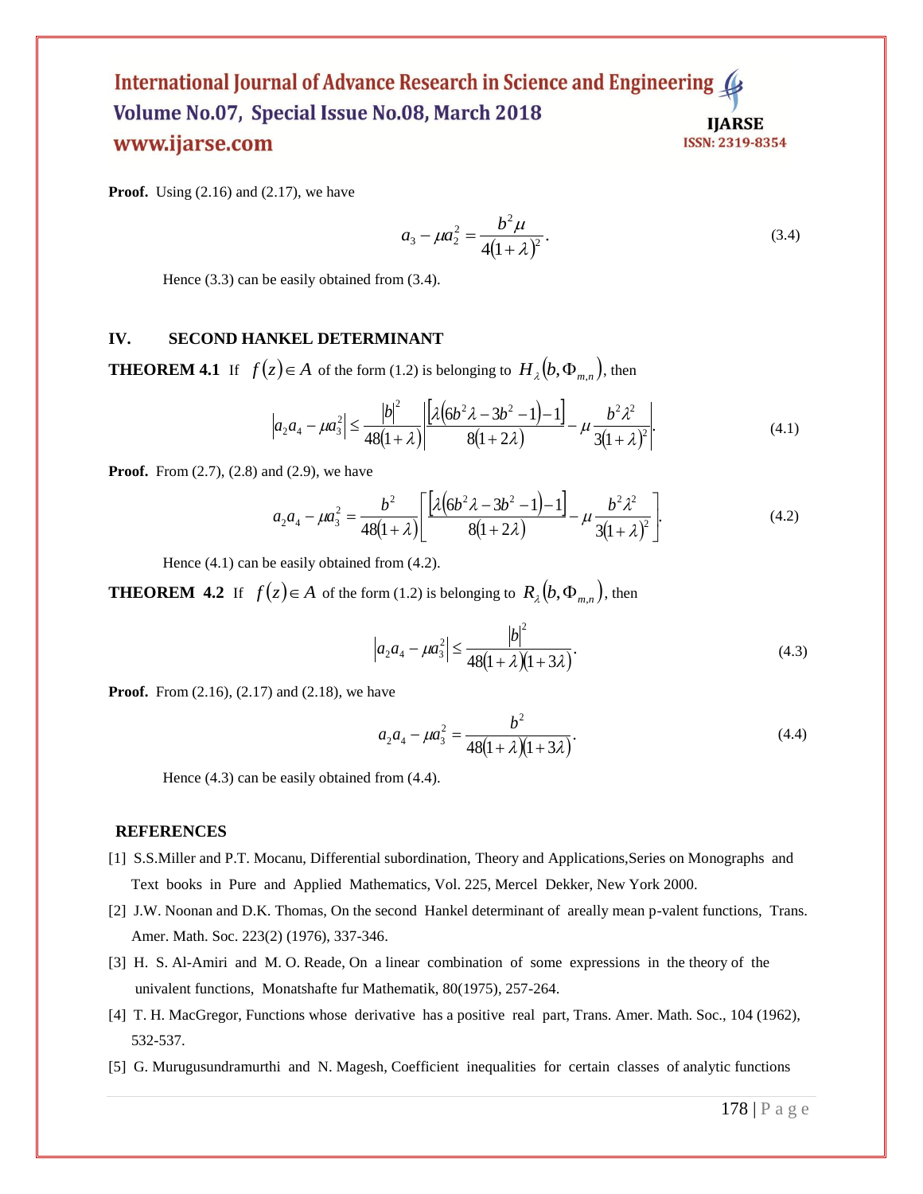**Proof.** Using (2.16) and (2.17), we have

$$a_3 - \mu a_2^2 = \frac{b^2 \mu}{4(1+\lambda)^2}. \tag{3.4}$$

Hence (3.3) can be easily obtained from (3.4).

## IV. SECOND HANKEL DETERMINANT

**THEOREM 4.1** If $f(z) \in A$ of the form (1.2) is belonging to $H_\lambda(b, \Phi_{m,n})$, then

$$\left|a_2 a_4 - \mu a_3^2\right| \leq \frac{|b|^2}{48(1+\lambda)} \left| \frac{\left[\lambda\left(6b^2\lambda - 3b^2 - 1\right) - 1\right]}{8(1+2\lambda)} - \mu \frac{b^2 \lambda^2}{3(1+\lambda)^2} \right|. \tag{4.1}$$

**Proof.** From (2.7), (2.8) and (2.9), we have

$$a_2 a_4 - \mu a_3^2 = \frac{b^2}{48(1+\lambda)} \left[ \frac{\left[\lambda\left(6b^2\lambda - 3b^2 - 1\right) - 1\right]}{8(1+2\lambda)} - \mu \frac{b^2 \lambda^2}{3(1+\lambda)^2} \right]. \tag{4.2}$$

Hence (4.1) can be easily obtained from (4.2).

**THEOREM 4.2** If $f(z) \in A$ of the form (1.2) is belonging to $R_\lambda(b, \Phi_{m,n})$, then

$$\left|a_2 a_4 - \mu a_3^2\right| \leq \frac{|b|^2}{48(1+\lambda)(1+3\lambda)}. \tag{4.3}$$

**Proof.** From (2.16), (2.17) and (2.18), we have

$$a_2 a_4 - \mu a_3^2 = \frac{b^2}{48(1+\lambda)(1+3\lambda)}. \tag{4.4}$$

Hence (4.3) can be easily obtained from (4.4).

## REFERENCES

[1] S.S.Miller and P.T. Mocanu, Differential subordination, Theory and Applications,Series on Monographs and Text books in Pure and Applied Mathematics, Vol. 225, Mercel Dekker, New York 2000.

[2] J.W. Noonan and D.K. Thomas, On the second Hankel determinant of areally mean p-valent functions, Trans. Amer. Math. Soc. 223(2) (1976), 337-346.

[3] H. S. Al-Amiri and M. O. Reade, On a linear combination of some expressions in the theory of the univalent functions, Monatshafte fur Mathematik, 80(1975), 257-264.

[4] T. H. MacGregor, Functions whose derivative has a positive real part, Trans. Amer. Math. Soc., 104 (1962), 532-537.

[5] G. Murugusundramurthi and N. Magesh, Coefficient inequalities for certain classes of analytic functions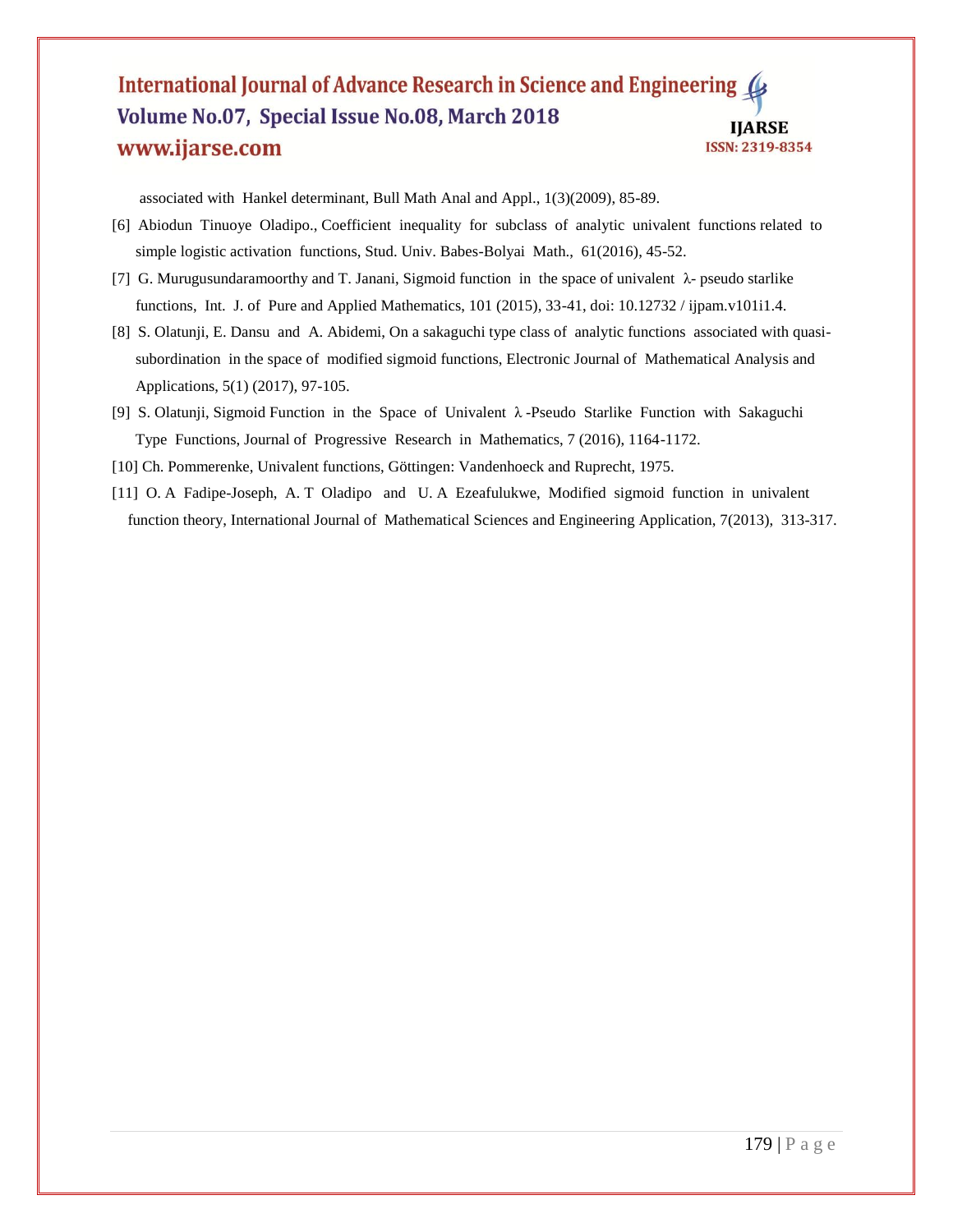associated with Hankel determinant, Bull Math Anal and Appl., 1(3)(2009), 85-89.

[6] Abiodun Tinuoye Oladipo., Coefficient inequality for subclass of analytic univalent functions related to simple logistic activation functions, Stud. Univ. Babes-Bolyai Math., 61(2016), 45-52.

[7] G. Murugusundaramoorthy and T. Janani, Sigmoid function in the space of univalent λ- pseudo starlike functions, Int. J. of Pure and Applied Mathematics, 101 (2015), 33-41, doi: 10.12732 / ijpam.v101i1.4.

[8] S. Olatunji, E. Dansu and A. Abidemi, On a sakaguchi type class of analytic functions associated with quasi-subordination in the space of modified sigmoid functions, Electronic Journal of Mathematical Analysis and Applications, 5(1) (2017), 97-105.

[9] S. Olatunji, Sigmoid Function in the Space of Univalent λ -Pseudo Starlike Function with Sakaguchi Type Functions, Journal of Progressive Research in Mathematics, 7 (2016), 1164-1172.

[10] Ch. Pommerenke, Univalent functions, Göttingen: Vandenhoeck and Ruprecht, 1975.

[11] O. A Fadipe-Joseph, A. T Oladipo and U. A Ezeafulukwe, Modified sigmoid function in univalent function theory, International Journal of Mathematical Sciences and Engineering Application, 7(2013), 313-317.